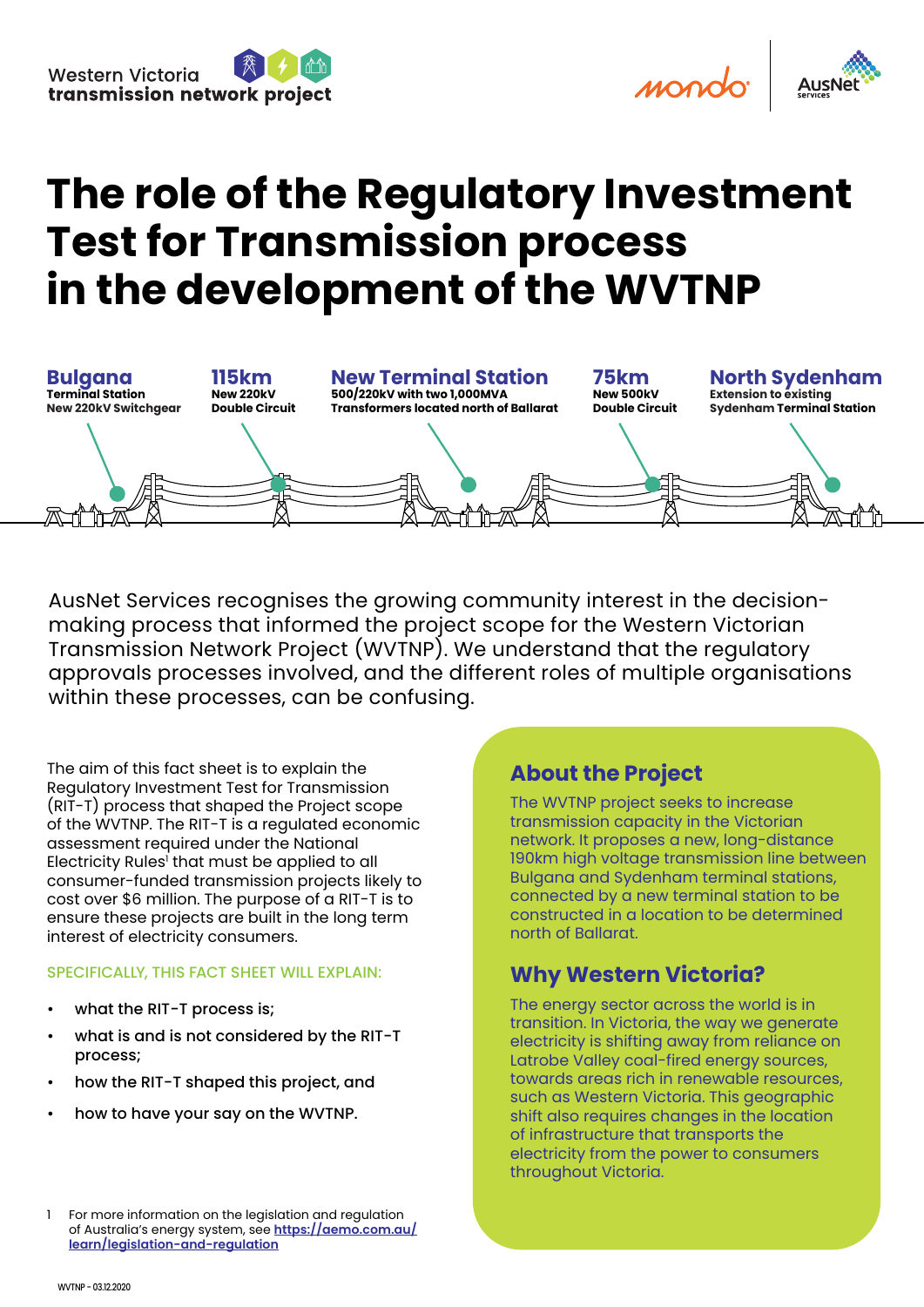Western Victoria
**transmission network project**

# The role of the Regulatory Investment Test for Transmission process in the development of the WVTNP

**Bulgana**
**Terminal Station**
**New 220kV Switchgear**

**115km**
**New 220kV**
**Double Circuit**

**New Terminal Station**
**500/220kV with two 1,000MVA**
**Transformers located north of Ballarat**

**75km**
**New 500kV**
**Double Circuit**

**North Sydenham**
**Extension to existing**
**Sydenham Terminal Station**

AusNet Services recognises the growing community interest in the decision-making process that informed the project scope for the Western Victorian Transmission Network Project (WVTNP). We understand that the regulatory approvals processes involved, and the different roles of multiple organisations within these processes, can be confusing.

The aim of this fact sheet is to explain the Regulatory Investment Test for Transmission (RIT-T) process that shaped the Project scope of the WVTNP. The RIT-T is a regulated economic assessment required under the National Electricity Rules[1] that must be applied to all consumer-funded transmission projects likely to cost over $6 million. The purpose of a RIT-T is to ensure these projects are built in the long term interest of electricity consumers.

SPECIFICALLY, THIS FACT SHEET WILL EXPLAIN:

- what the RIT-T process is;
- what is and is not considered by the RIT-T process;
- how the RIT-T shaped this project, and
- how to have your say on the WVTNP.

## About the Project

The WVTNP project seeks to increase transmission capacity in the Victorian network. It proposes a new, long-distance 190km high voltage transmission line between Bulgana and Sydenham terminal stations, connected by a new terminal station to be constructed in a location to be determined north of Ballarat.

## Why Western Victoria?

The energy sector across the world is in transition. In Victoria, the way we generate electricity is shifting away from reliance on Latrobe Valley coal-fired energy sources, towards areas rich in renewable resources, such as Western Victoria. This geographic shift also requires changes in the location of infrastructure that transports the electricity from the power to consumers throughout Victoria.

1 For more information on the legislation and regulation of Australia's energy system, see [https://aemo.com.au/learn/legislation-and-regulation](https://aemo.com.au/learn/legislation-and-regulation)

WVTNP - 03.12.2020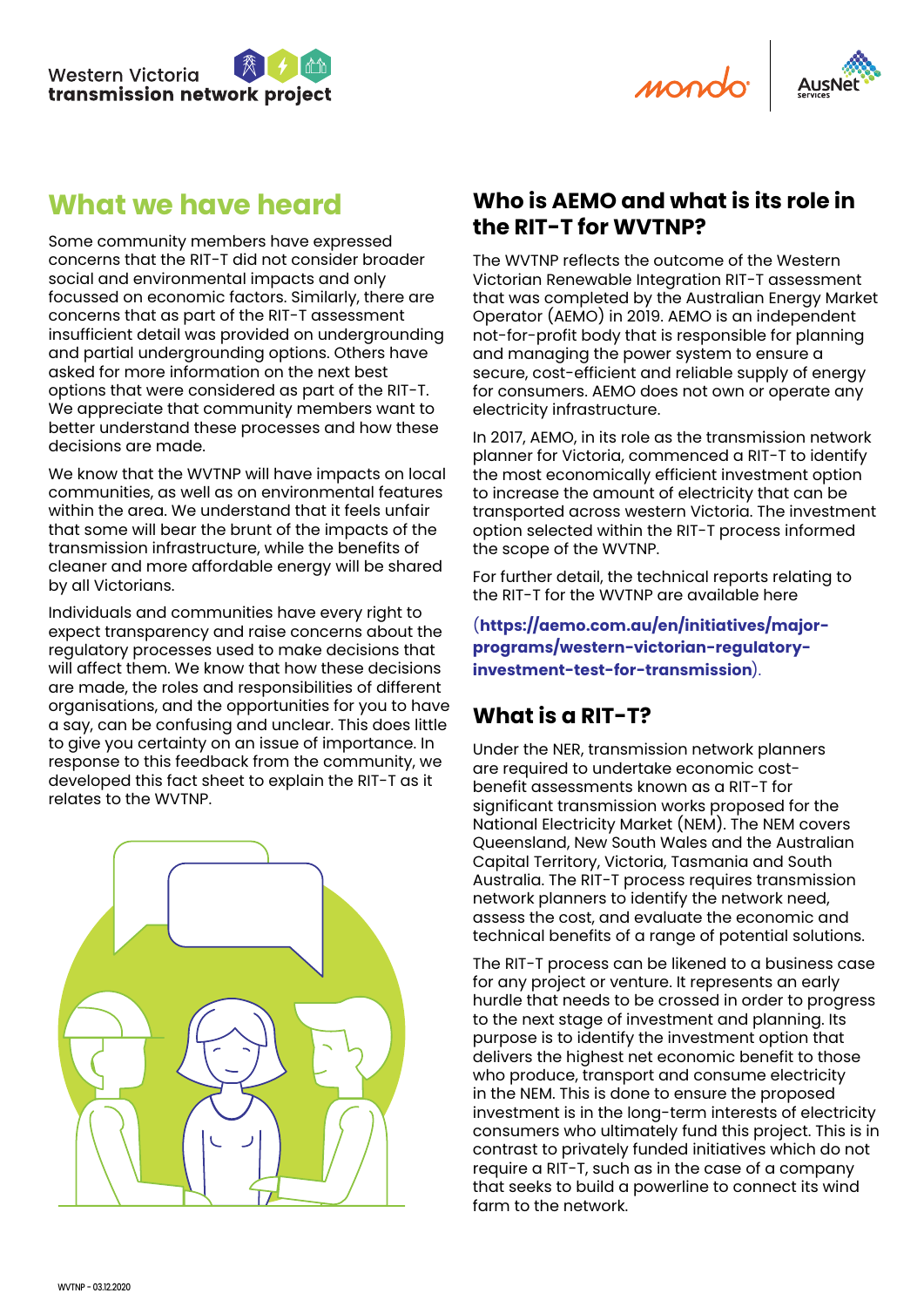## What we have heard

Some community members have expressed concerns that the RIT-T did not consider broader social and environmental impacts and only focussed on economic factors. Similarly, there are concerns that as part of the RIT-T assessment insufficient detail was provided on undergrounding and partial undergrounding options. Others have asked for more information on the next best options that were considered as part of the RIT-T. We appreciate that community members want to better understand these processes and how these decisions are made.

We know that the WVTNP will have impacts on local communities, as well as on environmental features within the area. We understand that it feels unfair that some will bear the brunt of the impacts of the transmission infrastructure, while the benefits of cleaner and more affordable energy will be shared by all Victorians.

Individuals and communities have every right to expect transparency and raise concerns about the regulatory processes used to make decisions that will affect them. We know that how these decisions are made, the roles and responsibilities of different organisations, and the opportunities for you to have a say, can be confusing and unclear. This does little to give you certainty on an issue of importance. In response to this feedback from the community, we developed this fact sheet to explain the RIT-T as it relates to the WVTNP.

## Who is AEMO and what is its role in the RIT-T for WVTNP?

The WVTNP reflects the outcome of the Western Victorian Renewable Integration RIT-T assessment that was completed by the Australian Energy Market Operator (AEMO) in 2019. AEMO is an independent not-for-profit body that is responsible for planning and managing the power system to ensure a secure, cost-efficient and reliable supply of energy for consumers. AEMO does not own or operate any electricity infrastructure.

In 2017, AEMO, in its role as the transmission network planner for Victoria, commenced a RIT-T to identify the most economically efficient investment option to increase the amount of electricity that can be transported across western Victoria. The investment option selected within the RIT-T process informed the scope of the WVTNP.

For further detail, the technical reports relating to the RIT-T for the WVTNP are available here

(**https://aemo.com.au/en/initiatives/major-programs/western-victorian-regulatory-investment-test-for-transmission**).

## What is a RIT-T?

Under the NER, transmission network planners are required to undertake economic cost-benefit assessments known as a RIT-T for significant transmission works proposed for the National Electricity Market (NEM). The NEM covers Queensland, New South Wales and the Australian Capital Territory, Victoria, Tasmania and South Australia. The RIT-T process requires transmission network planners to identify the network need, assess the cost, and evaluate the economic and technical benefits of a range of potential solutions.

The RIT-T process can be likened to a business case for any project or venture. It represents an early hurdle that needs to be crossed in order to progress to the next stage of investment and planning. Its purpose is to identify the investment option that delivers the highest net economic benefit to those who produce, transport and consume electricity in the NEM. This is done to ensure the proposed investment is in the long-term interests of electricity consumers who ultimately fund this project. This is in contrast to privately funded initiatives which do not require a RIT-T, such as in the case of a company that seeks to build a powerline to connect its wind farm to the network.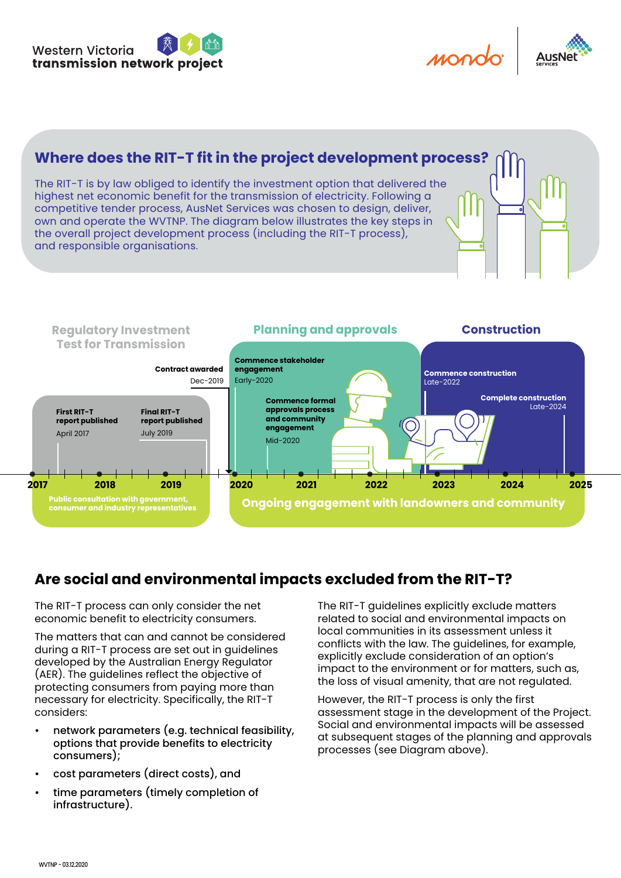Western Victoria transmission network project

## Where does the RIT-T fit in the project development process?

The RIT-T is by law obliged to identify the investment option that delivered the highest net economic benefit for the transmission of electricity. Following a competitive tender process, AusNet Services was chosen to design, deliver, own and operate the WVTNP. The diagram below illustrates the key steps in the overall project development process (including the RIT-T process), and responsible organisations.

**Regulatory Investment Test for Transmission**

- **First RIT-T report published** – April 2017
- **Final RIT-T report published** – July 2019
- **Contract awarded** – Dec-2019
- Public consultation with government, consumer and industry representatives

**Planning and approvals**

- **Commence stakeholder engagement** – Early-2020
- **Commence formal approvals process and community engagement** – Mid-2020

**Construction**

- **Commence construction** – Late-2022
- **Complete construction** – Late-2024

2017 | 2018 | 2019 | 2020 | 2021 | 2022 | 2023 | 2024 | 2025

Ongoing engagement with landowners and community

## Are social and environmental impacts excluded from the RIT-T?

The RIT-T process can only consider the net economic benefit to electricity consumers.

The matters that can and cannot be considered during a RIT-T process are set out in guidelines developed by the Australian Energy Regulator (AER). The guidelines reflect the objective of protecting consumers from paying more than necessary for electricity. Specifically, the RIT-T considers:

- network parameters (e.g. technical feasibility, options that provide benefits to electricity consumers);
- cost parameters (direct costs), and
- time parameters (timely completion of infrastructure).

The RIT-T guidelines explicitly exclude matters related to social and environmental impacts on local communities in its assessment unless it conflicts with the law. The guidelines, for example, explicitly exclude consideration of an option's impact to the environment or for matters, such as, the loss of visual amenity, that are not regulated.

However, the RIT-T process is only the first assessment stage in the development of the Project. Social and environmental impacts will be assessed at subsequent stages of the planning and approvals processes (see Diagram above).

WVTNP - 03.12.2020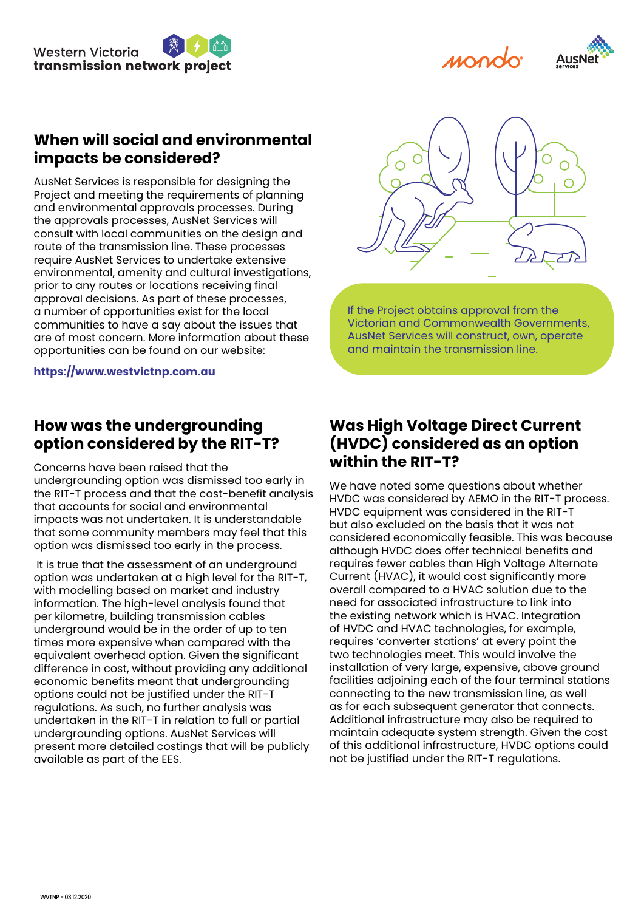## When will social and environmental impacts be considered?

AusNet Services is responsible for designing the Project and meeting the requirements of planning and environmental approvals processes. During the approvals processes, AusNet Services will consult with local communities on the design and route of the transmission line. These processes require AusNet Services to undertake extensive environmental, amenity and cultural investigations, prior to any routes or locations receiving final approval decisions. As part of these processes, a number of opportunities exist for the local communities to have a say about the issues that are of most concern. More information about these opportunities can be found on our website:

**https://www.westvictnp.com.au**

If the Project obtains approval from the Victorian and Commonwealth Governments, AusNet Services will construct, own, operate and maintain the transmission line.

## How was the undergrounding option considered by the RIT-T?

Concerns have been raised that the undergrounding option was dismissed too early in the RIT-T process and that the cost-benefit analysis that accounts for social and environmental impacts was not undertaken. It is understandable that some community members may feel that this option was dismissed too early in the process.

It is true that the assessment of an underground option was undertaken at a high level for the RIT-T, with modelling based on market and industry information. The high-level analysis found that per kilometre, building transmission cables underground would be in the order of up to ten times more expensive when compared with the equivalent overhead option. Given the significant difference in cost, without providing any additional economic benefits meant that undergrounding options could not be justified under the RIT-T regulations. As such, no further analysis was undertaken in the RIT-T in relation to full or partial undergrounding options. AusNet Services will present more detailed costings that will be publicly available as part of the EES.

## Was High Voltage Direct Current (HVDC) considered as an option within the RIT-T?

We have noted some questions about whether HVDC was considered by AEMO in the RIT-T process. HVDC equipment was considered in the RIT-T but also excluded on the basis that it was not considered economically feasible. This was because although HVDC does offer technical benefits and requires fewer cables than High Voltage Alternate Current (HVAC), it would cost significantly more overall compared to a HVAC solution due to the need for associated infrastructure to link into the existing network which is HVAC. Integration of HVDC and HVAC technologies, for example, requires 'converter stations' at every point the two technologies meet. This would involve the installation of very large, expensive, above ground facilities adjoining each of the four terminal stations connecting to the new transmission line, as well as for each subsequent generator that connects. Additional infrastructure may also be required to maintain adequate system strength. Given the cost of this additional infrastructure, HVDC options could not be justified under the RIT-T regulations.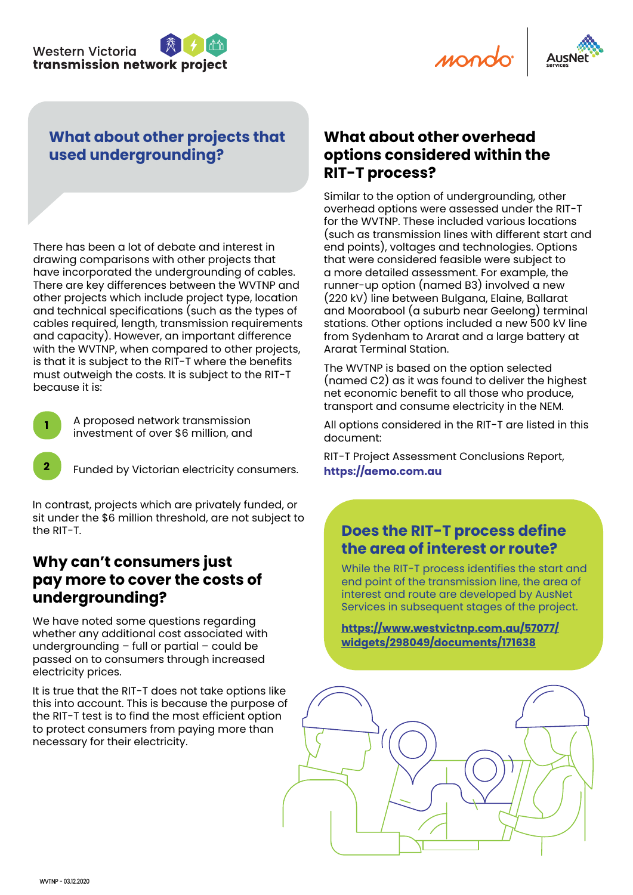## What about other projects that used undergrounding?

There has been a lot of debate and interest in drawing comparisons with other projects that have incorporated the undergrounding of cables. There are key differences between the WVTNP and other projects which include project type, location and technical specifications (such as the types of cables required, length, transmission requirements and capacity). However, an important difference with the WVTNP, when compared to other projects, is that it is subject to the RIT-T where the benefits must outweigh the costs. It is subject to the RIT-T because it is:

1. A proposed network transmission investment of over $6 million, and
2. Funded by Victorian electricity consumers.

In contrast, projects which are privately funded, or sit under the $6 million threshold, are not subject to the RIT-T.

## Why can't consumers just pay more to cover the costs of undergrounding?

We have noted some questions regarding whether any additional cost associated with undergrounding – full or partial – could be passed on to consumers through increased electricity prices.

It is true that the RIT-T does not take options like this into account. This is because the purpose of the RIT-T test is to find the most efficient option to protect consumers from paying more than necessary for their electricity.

## What about other overhead options considered within the RIT-T process?

Similar to the option of undergrounding, other overhead options were assessed under the RIT-T for the WVTNP. These included various locations (such as transmission lines with different start and end points), voltages and technologies. Options that were considered feasible were subject to a more detailed assessment. For example, the runner-up option (named B3) involved a new (220 kV) line between Bulgana, Elaine, Ballarat and Moorabool (a suburb near Geelong) terminal stations. Other options included a new 500 kV line from Sydenham to Ararat and a large battery at Ararat Terminal Station.

The WVTNP is based on the option selected (named C2) as it was found to deliver the highest net economic benefit to all those who produce, transport and consume electricity in the NEM.

All options considered in the RIT-T are listed in this document:

RIT-T Project Assessment Conclusions Report, **https://aemo.com.au**

## Does the RIT-T process define the area of interest or route?

While the RIT-T process identifies the start and end point of the transmission line, the area of interest and route are developed by AusNet Services in subsequent stages of the project.

**https://www.westvictnp.com.au/57077/widgets/298049/documents/171638**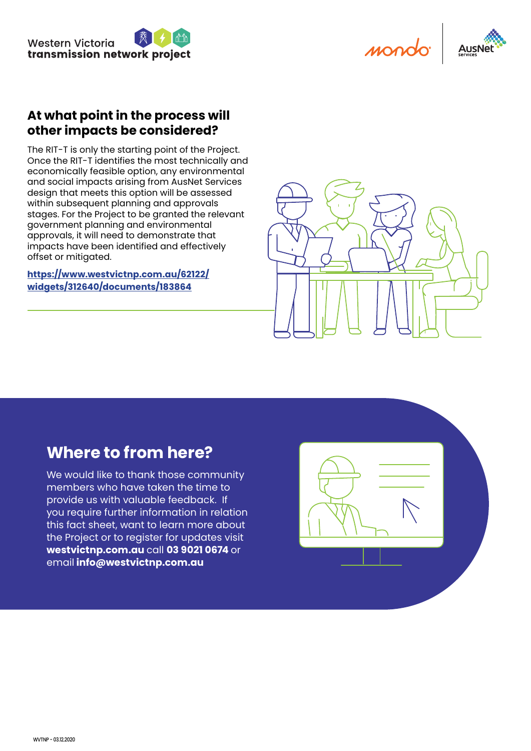## At what point in the process will other impacts be considered?

The RIT-T is only the starting point of the Project. Once the RIT-T identifies the most technically and economically feasible option, any environmental and social impacts arising from AusNet Services design that meets this option will be assessed within subsequent planning and approvals stages. For the Project to be granted the relevant government planning and environmental approvals, it will need to demonstrate that impacts have been identified and effectively offset or mitigated.

**https://www.westvictnp.com.au/62122/widgets/312640/documents/183864**

## Where to from here?

We would like to thank those community members who have taken the time to provide us with valuable feedback. If you require further information in relation this fact sheet, want to learn more about the Project or to register for updates visit **westvictnp.com.au** call **03 9021 0674** or email **info@westvictnp.com.au**

WVTNP - 03.12.2020